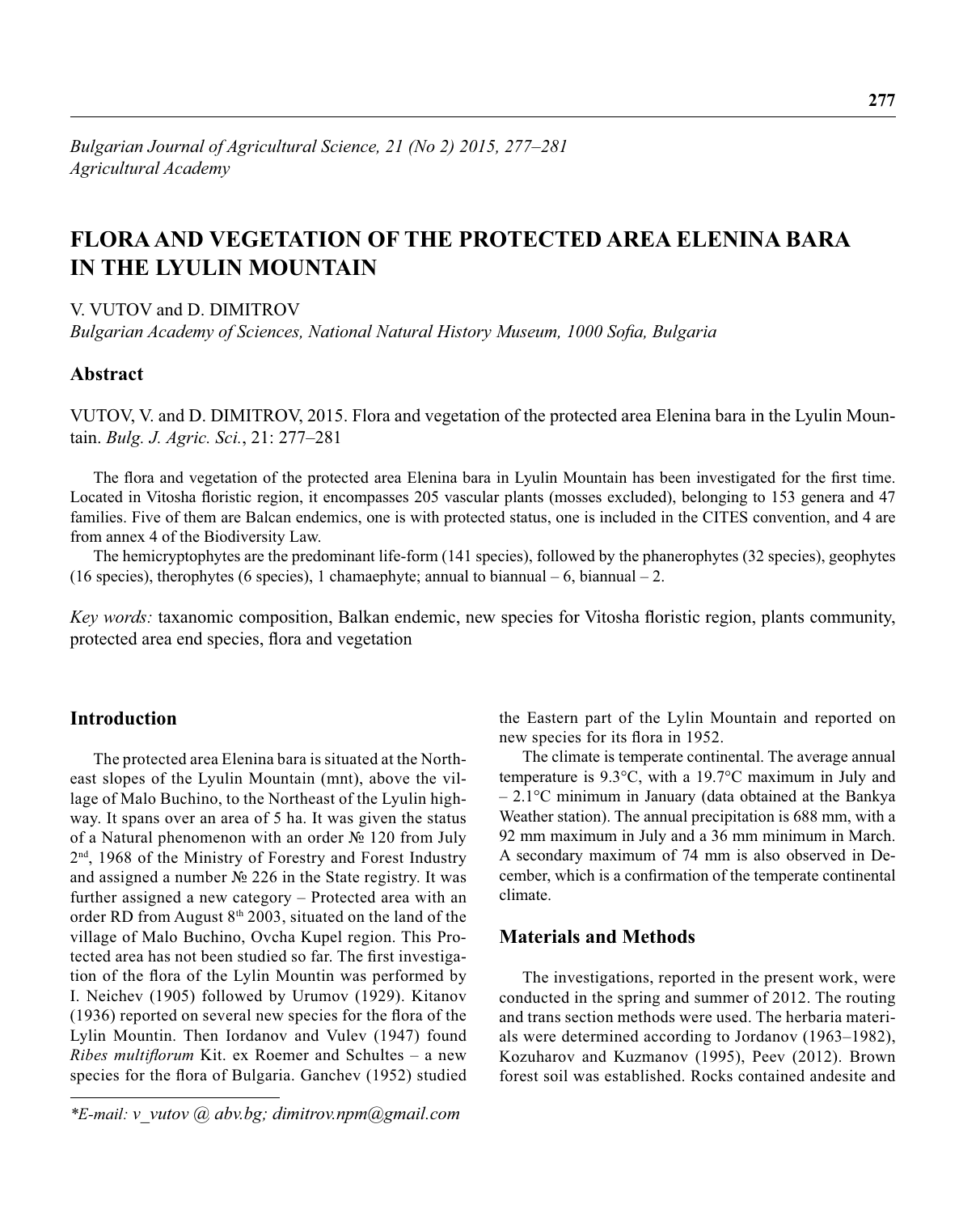# FLORA AND VEGETATION OF THE PROTECTED AREA ELENINA BARA IN THE LYULIN MOUNTAIN

V. VUTOV and D. DIMITROV

*Bulgarian Academy of Sciences, National Natural History Museum, 1000 Sofia, Bulgaria*

## Abstract

VUTOV, V. and D. DIMITROV, 2015. Flora and vegetation of the protected area Elenina bara in the Lyulin Mountain. *Bulg. J. Agric. Sci.*, 21: 277–281

The flora and vegetation of the protected area Elenina bara in Lyulin Mountain has been investigated for the first time. Located in Vitosha floristic region, it encompasses 205 vascular plants (mosses excluded), belonging to 153 genera and 47 families. Five of them are Balcan endemics, one is with protected status, one is included in the CITES convention, and 4 are from annex 4 of the Biodiversity Law.

The hemicryptophytes are the predominant life-form (141 species), followed by the phanerophytes (32 species), geophytes (16 species), therophytes (6 species), 1 chamaephyte; annual to biannual – 6, biannual – 2.

*Key words:* taxanomic composition, Balkan endemic, new species for Vitosha floristic region, plants community, protected area end species, flora and vegetation

## Introduction

The protected area Elenina bara is situated at the Northeast slopes of the Lyulin Mountain (mnt), above the village of Malo Buchino, to the Northeast of the Lyulin highway. It spans over an area of 5 ha. It was given the status of a Natural phenomenon with an order № 120 from July 2nd, 1968 of the Ministry of Forestry and Forest Industry and assigned a number № 226 in the State registry. It was further assigned a new category – Protected area with an order RD from August 8th 2003, situated on the land of the village of Malo Buchino, Ovcha Kupel region. This Protected area has not been studied so far. The first investigation of the flora of the Lylin Mountin was performed by I. Neichev (1905) followed by Urumov (1929). Kitanov (1936) reported on several new species for the flora of the Lylin Mountin. Then Iordanov and Vulev (1947) found *Ribes multiflorum* Kit. ex Roemer and Schultes – a new species for the flora of Bulgaria. Ganchev (1952) studied the Eastern part of the Lylin Mountain and reported on new species for its flora in 1952.

The climate is temperate continental. The average annual temperature is 9.3°C, with a 19.7°C maximum in July and – 2.1°C minimum in January (data obtained at the Bankya Weather station). The annual precipitation is 688 mm, with a 92 mm maximum in July and a 36 mm minimum in March. A secondary maximum of 74 mm is also observed in December, which is a confirmation of the temperate continental climate.

## Materials and Methods

The investigations, reported in the present work, were conducted in the spring and summer of 2012. The routing and trans section methods were used. The herbaria materials were determined according to Jordanov (1963–1982), Kozuharov and Kuzmanov (1995), Peev (2012). Brown forest soil was established. Rocks contained andesite and

*E-mail: v_vutov @ abv.bg; dimitrov.npm@gmail.com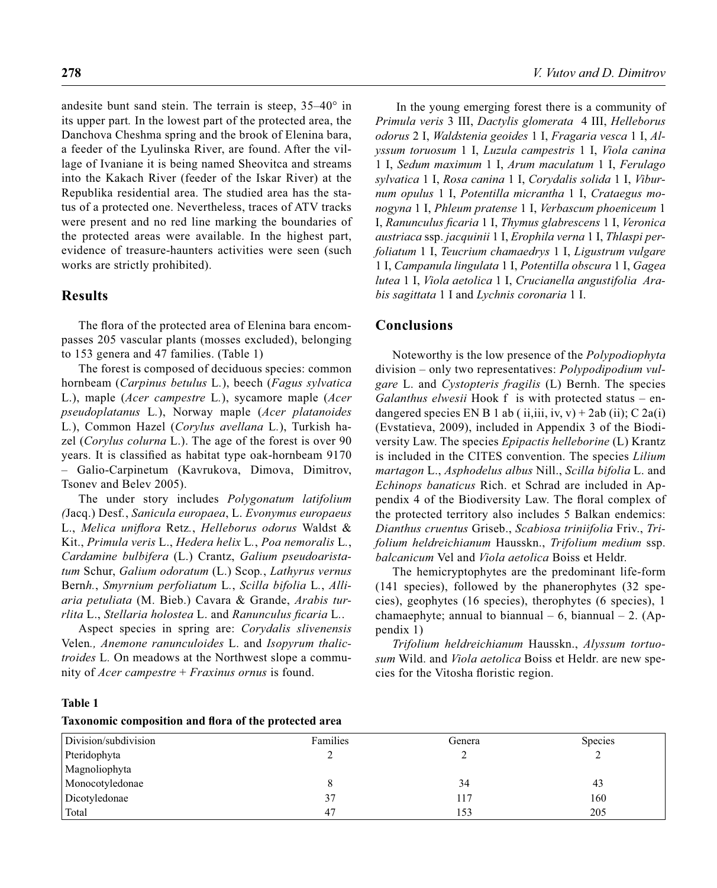andesite bunt sand stein. The terrain is steep, 35–40° in its upper part. In the lowest part of the protected area, the Danchova Cheshma spring and the brook of Elenina bara, a feeder of the Lyulinska River, are found. After the village of Ivaniane it is being named Sheovitca and streams into the Kakach River (feeder of the Iskar River) at the Republika residential area. The studied area has the status of a protected one. Nevertheless, traces of ATV tracks were present and no red line marking the boundaries of the protected areas were available. In the highest part, evidence of treasure-haunters activities were seen (such works are strictly prohibited).

## Results

The flora of the protected area of Elenina bara encompasses 205 vascular plants (mosses excluded), belonging to 153 genera and 47 families. (Table 1)

The forest is composed of deciduous species: common hornbeam (*Carpinus betulus* L.), beech (*Fagus sylvatica* L.), maple (*Acer campestre* L.), sycamore maple (*Acer pseudoplatanus* L.), Norway maple (*Acer platanoides* L.), Common Hazel (*Corylus avellana* L.), Turkish hazel (*Corylus colurna* L.). The age of the forest is over 90 years. It is classified as habitat type oak-hornbeam 9170 – Galio-Carpinetum (Kavrukova, Dimova, Dimitrov, Tsonev and Belev 2005).

The under story includes *Polygonatum latifolium (*Jacq.) Desf., *Sanicula europaea*, L. *Evonymus europaeus* L., *Melica uniflora* Retz., *Helleborus odorus* Waldst & Kit., *Primula veris* L., *Hedera helix* L., *Poa nemoralis* L., *Cardamine bulbifera* (L.) Crantz, *Galium pseudoaristatum* Schur, *Galium odoratum* (L.) Scop., *Lathyrus vernus* Bern*h.*, *Smyrnium perfoliatum* L., *Scilla bifolia* L., *Alliaria petuliata* (M. Bieb.) Cavara & Grande, *Arabis turrlita* L., *Stellaria holostea* L. and *Ranunculus ficaria* L..

Aspect species in spring are: *Corydalis slivenensis* Velen*., Anemone ranunculoides* L. and *Isopyrum thalictroides* L. On meadows at the Northwest slope a community of *Acer campestre* + *Fraxinus ornus* is found.

In the young emerging forest there is a community of *Primula veris* 3 III, *Dactylis glomerata* 4 III, *Helleborus odorus* 2 I, *Waldstenia geoides* 1 I, *Fragaria vesca* 1 I, *Alyssum toruosum* 1 I, *Luzula campestris* 1 I, *Viola canina* 1 I, *Sedum maximum* 1 I, *Arum maculatum* 1 I, *Ferulago sylvatica* 1 I, *Rosa canina* 1 I, *Corydalis solida* 1 I, *Viburnum opulus* 1 I, *Potentilla micrantha* 1 I, *Crataegus monogyna* 1 I, *Phleum pratense* 1 I, *Verbascum phoeniceum* 1 I, *Ranunculus ficaria* 1 I, *Thymus glabrescens* 1 I, *Veronica austriaca* ssp. *jacquinii* 1 I, *Erophila verna* 1 I, *Thlaspi perfoliatum* 1 I, *Teucrium chamaedrys* 1 I, *Ligustrum vulgare* 1 I, *Campanula lingulata* 1 I, *Potentilla obscura* 1 I, *Gagea lutea* 1 I, *Viola aetolica* 1 I, *Crucianella angustifolia Arabis sagittata* 1 I and *Lychnis coronaria* 1 I.

## Conclusions

Noteworthy is the low presence of the *Polypodiophyta* division – only two representatives: *Polypodipodium vulgare* L. and *Cystopteris fragilis* (L) Bernh. The species *Galanthus elwesii* Hook f is with protected status – endangered species EN B 1 ab ( ii,iii, iv, v) + 2ab (ii); C 2a(i) (Evstatieva, 2009), included in Appendix 3 of the Biodiversity Law. The species *Epipactis helleborine* (L) Krantz is included in the CITES convention. The species *Lilium martagon* L., *Asphodelus albus* Nill., *Scilla bifolia* L. and *Echinops banaticus* Rich. et Schrad are included in Appendix 4 of the Biodiversity Law. The floral complex of the protected territory also includes 5 Balkan endemics: *Dianthus cruentus* Griseb., *Scabiosa triniifolia* Friv., *Trifolium heldreichianum* Hausskn., *Trifolium medium* ssp. *balcanicum* Vel and *Viola aetolica* Boiss et Heldr.

The hemicryptophytes are the predominant life-form (141 species), followed by the phanerophytes (32 species), geophytes (16 species), therophytes (6 species), 1 chamaephyte; annual to biannual – 6, biannual – 2. (Appendix 1)

*Trifolium heldreichianum* Hausskn., *Alyssum tortuosum* Wild. and *Viola aetolica* Boiss et Heldr. are new species for the Vitosha floristic region.

**Table 1**

**Taxonomic composition and flora of the protected area**

| Division/subdivision | Families | Genera | Species |
|---|---|---|---|
| Pteridophyta | 2 | 2 | 2 |
| Magnoliophyta | | | |
| Monocotyledonae | 8 | 34 | 43 |
| Dicotyledonae | 37 | 117 | 160 |
| Total | 47 | 153 | 205 |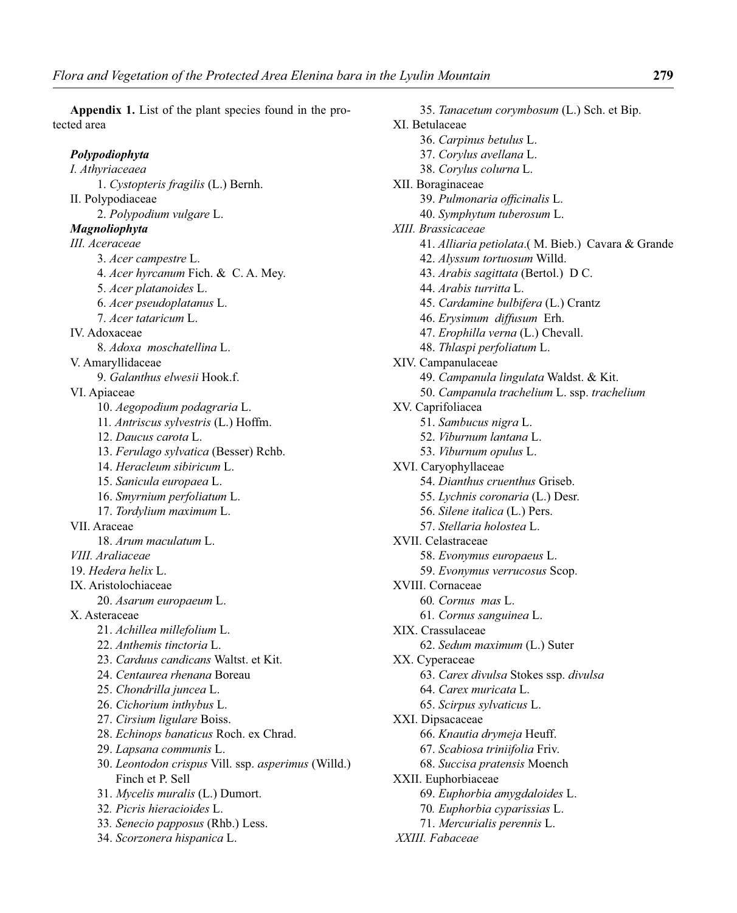**Appendix 1.** List of the plant species found in the protected area

***Polypodiophyta***

*I. Athyriaceaea*

1. *Cystopteris fragilis* (L.) Bernh.

II. Polypodiaceae

2. *Polypodium vulgare* L.

***Magnoliophyta***

*III. Aceraceae*

3. *Acer campestre* L.
4. *Acer hyrcanum* Fich. & C. A. Mey.
5. *Acer platanoides* L.
6. *Acer pseudoplatanus* L.
7. *Acer tataricum* L.

IV. Adoxaceae

8. *Adoxa moschatellina* L.

V. Amaryllidaceae

9. *Galanthus elwesii* Hook.f.

VI. Apiaceae

10. *Aegopodium podagraria* L.
11. *Antriscus sylvestris* (L.) Hoffm.
12. *Daucus carota* L.
13. *Ferulago sylvatica* (Besser) Rchb.
14. *Heracleum sibiricum* L.
15. *Sanicula europaea* L.
16. *Smyrnium perfoliatum* L.
17. *Tordylium maximum* L.

VII. Araceae

18. *Arum maculatum* L.

*VIII. Araliaceae*

19. *Hedera helix* L.

IX. Aristolochiaceae

20. *Asarum europaeum* L.

X. Asteraceae

21. *Achillea millefolium* L.
22. *Anthemis tinctoria* L.
23. *Carduus candicans* Waltst. et Kit.
24. *Centaurea rhenana* Boreau
25. *Chondrilla juncea* L.
26. *Cichorium inthybus* L.
27. *Cirsium ligulare* Boiss.
28. *Echinops banaticus* Roch. ex Chrad.
29. *Lapsana communis* L.
30. *Leontodon crispus* Vill. ssp. *asperimus* (Willd.) Finch et P. Sell
31. *Mycelis muralis* (L.) Dumort.
32. *Picris hieracioides* L.
33. *Senecio papposus* (Rhb.) Less.
34. *Scorzonera hispanica* L.
35. *Tanacetum corymbosum* (L.) Sch. et Bip.

XI. Betulaceae

36. *Carpinus betulus* L.
37. *Corylus avellana* L.
38. *Corylus colurna* L.

XII. Boraginaceae

39. *Pulmonaria officinalis* L.
40. *Symphytum tuberosum* L.

*XIII. Brassicaceae*

41. *Alliaria petiolata*.( M. Bieb.) Cavara & Grande
42. *Alyssum tortuosum* Willd.
43. *Arabis sagittata* (Bertol.) D C.
44. *Arabis turritta* L.
45. *Cardamine bulbifera* (L.) Crantz
46. *Erysimum diffusum* Erh.
47. *Erophilla verna* (L.) Chevall.
48. *Thlaspi perfoliatum* L.

XIV. Campanulaceae

49. *Campanula lingulata* Waldst. & Kit.
50. *Campanula trachelium* L. ssp. *trachelium*

XV. Caprifoliacea

51. *Sambucus nigra* L.
52. *Viburnum lantana* L.
53. *Viburnum opulus* L.

XVI. Caryophyllaceae

54. *Dianthus cruenthus* Griseb.
55. *Lychnis coronaria* (L.) Desr.
56. *Silene italica* (L.) Pers.
57. *Stellaria holostea* L.

XVII. Celastraceae

58. *Evonymus europaeus* L.
59. *Evonymus verrucosus* Scop.

XVIII. Cornaceae

60. *Cornus mas* L.
61. *Cornus sanguinea* L.

XIX. Crassulaceae

62. *Sedum maximum* (L.) Suter

XX. Cyperaceae

63. *Carex divulsa* Stokes ssp. *divulsa*
64. *Carex muricata* L.
65. *Scirpus sylvaticus* L.

XXI. Dipsacaceae

66. *Knautia drymeja* Heuff.
67. *Scabiosa triniifolia* Friv.
68. *Succisa pratensis* Moench

XXII. Euphorbiaceae

69. *Euphorbia amygdaloides* L.
70. *Euphorbia cyparissias* L.
71. *Mercurialis perennis* L.

*XXIII. Fabaceae*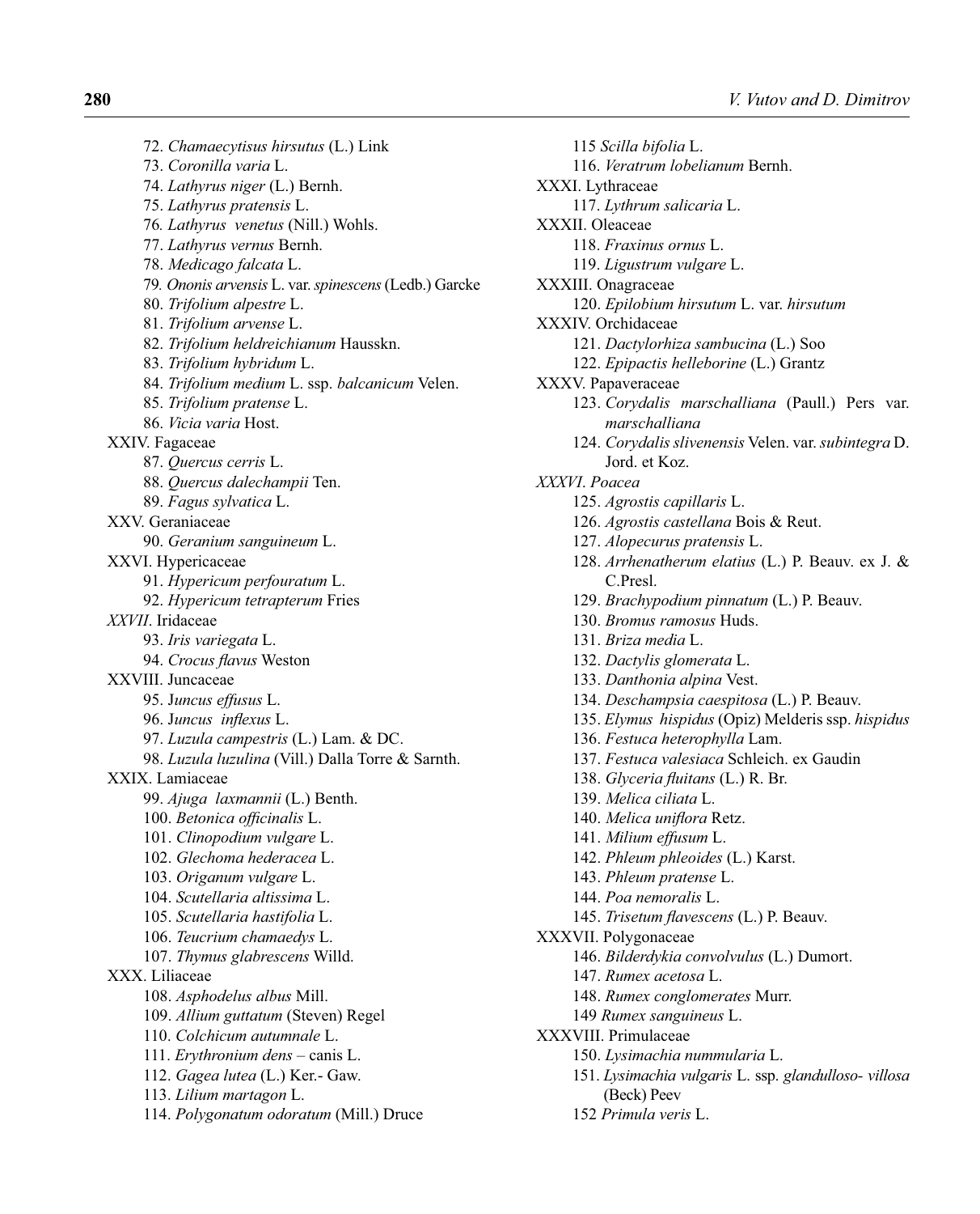72. *Chamaecytisus hirsutus* (L.) Link
73. *Coronilla varia* L.
74. *Lathyrus niger* (L.) Bernh.
75. *Lathyrus pratensis* L.
76. *Lathyrus venetus* (Nill.) Wohls.
77. *Lathyrus vernus* Bernh.
78. *Medicago falcata* L.
79. *Ononis arvensis* L. var. *spinescens* (Ledb.) Garcke
80. *Trifolium alpestre* L.
81. *Trifolium arvense* L.
82. *Trifolium heldreichianum* Hausskn.
83. *Trifolium hybridum* L.
84. *Trifolium medium* L. ssp. *balcanicum* Velen.
85. *Trifolium pratense* L.
86. *Vicia varia* Host.

XXIV. Fagaceae

87. *Quercus cerris* L.
88. *Quercus dalechampii* Ten.
89. *Fagus sylvatica* L.

XXV. Geraniaceae

90. *Geranium sanguineum* L.

XXVI. Hypericaceae

91. *Hypericum perfouratum* L.
92. *Hypericum tetrapterum* Fries

*XXVII*. Iridaceae

93. *Iris variegata* L.
94. *Crocus flavus* Weston

XXVIII. Juncaceae

95. J*uncus effusus* L.
96. J*uncus inflexus* L.
97. *Luzula campestris* (L.) Lam. & DC.
98. *Luzula luzulina* (Vill.) Dalla Torre & Sarnth.

XXIX. Lamiaceae

99. *Ajuga laxmannii* (L.) Benth.
100. *Betonica officinalis* L.
101. *Clinopodium vulgare* L.
102. *Glechoma hederacea* L.
103. *Origanum vulgare* L.
104. *Scutellaria altissima* L.
105. *Scutellaria hastifolia* L.
106. *Teucrium chamaedys* L.
107. *Thymus glabrescens* Willd.

XXX. Liliaceae

108. *Asphodelus albus* Mill.
109. *Allium guttatum* (Steven) Regel
110. *Colchicum autumnale* L.
111. *Erythronium dens* – canis L.
112. *Gagea lutea* (L.) Ker.- Gaw.
113. *Lilium martagon* L.
114. *Polygonatum odoratum* (Mill.) Druce
115 *Scilla bifolia* L.
116. *Veratrum lobelianum* Bernh.

XXXI. Lythraceae

117. *Lythrum salicaria* L.

XXXII. Oleaceae

118. *Fraxinus ornus* L.
119. *Ligustrum vulgare* L.

XXXIII. Onagraceae

120. *Epilobium hirsutum* L. var. *hirsutum*

XXXIV. Orchidaceae

121. *Dactylorhiza sambucina* (L.) Soo
122. *Epipactis helleborine* (L.) Grantz

XXXV. Papaveraceae

123. *Corydalis marschalliana* (Paull.) Pers var. *marschalliana*
124. *Corydalis slivenensis* Velen. var. *subintegra* D. Jord. et Koz.

*XXXVI. Poacea*

125. *Agrostis capillaris* L.
126. *Agrostis castellana* Bois & Reut.
127. *Alopecurus pratensis* L.
128. *Arrhenatherum elatius* (L.) P. Beauv. ex J. & C.Presl.
129. *Brachypodium pinnatum* (L.) P. Beauv.
130. *Bromus ramosus* Huds.
131. *Briza media* L.
132. *Dactylis glomerata* L.
133. *Danthonia alpina* Vest.
134. *Deschampsia caespitosa* (L.) P. Beauv.
135. *Elymus hispidus* (Opiz) Melderis ssp. *hispidus*
136. *Festuca heterophylla* Lam.
137. *Festuca valesiaca* Schleich. ex Gaudin
138. *Glyceria fluitans* (L.) R. Br.
139. *Melica ciliata* L.
140. *Melica uniflora* Retz.
141. *Milium effusum* L.
142. *Phleum phleoides* (L.) Karst.
143. *Phleum pratense* L.
144. *Poa nemoralis* L.
145. *Trisetum flavescens* (L.) P. Beauv.

XXXVII. Polygonaceae

146. *Bilderdykia convolvulus* (L.) Dumort.
147. *Rumex acetosa* L.
148. *Rumex conglomerates* Murr.
149 *Rumex sanguineus* L.

XXXVIII. Primulaceae

150. *Lysimachia nummularia* L.
151. *Lysimachia vulgaris* L. ssp. *glandulloso- villosa* (Beck) Peev
152 *Primula veris* L.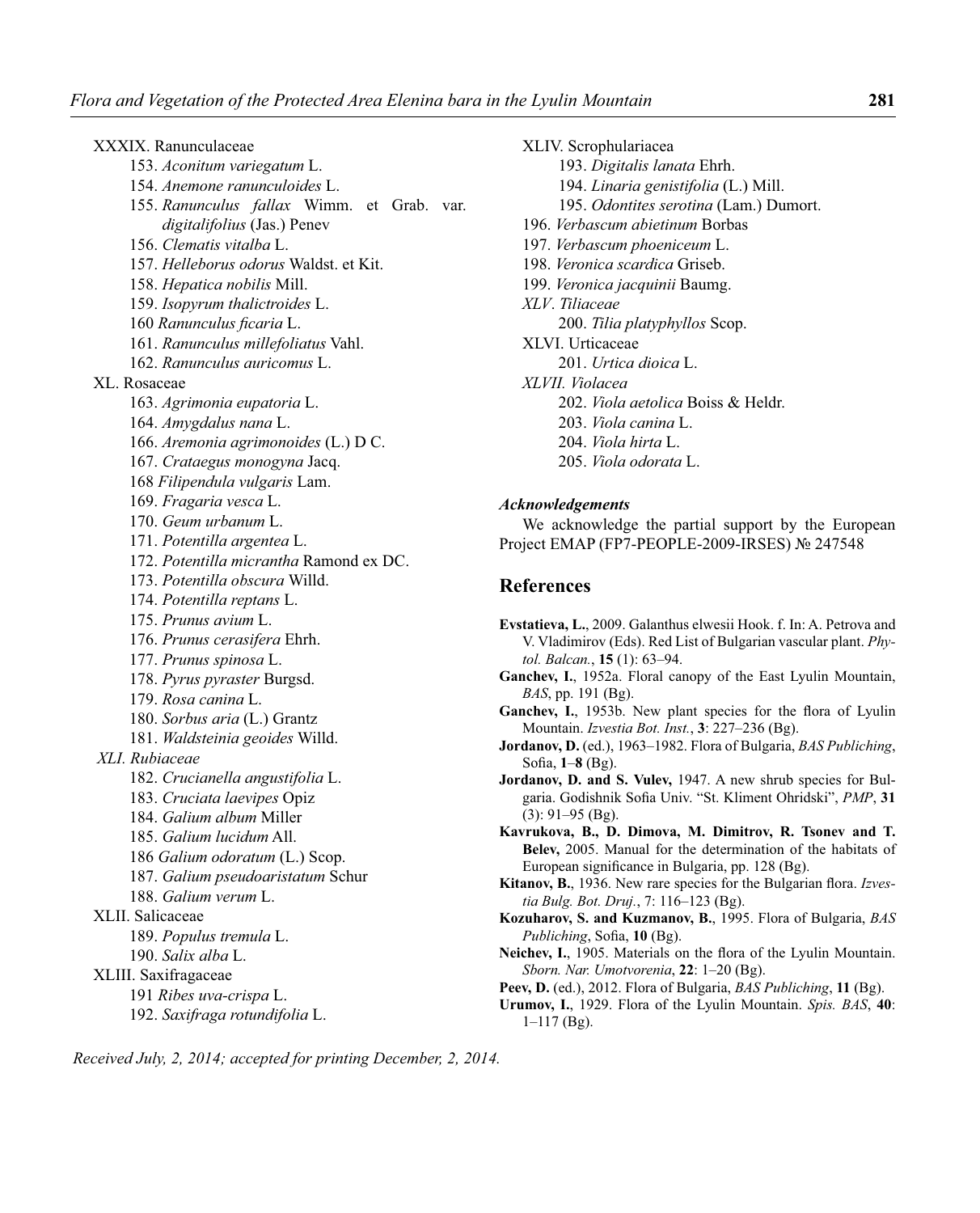XXXIX. Ranunculaceae

153. *Aconitum variegatum* L.
154. *Anemone ranunculoides* L.
155. *Ranunculus fallax* Wimm. et Grab. var. *digitalifolius* (Jas.) Penev
156. *Clematis vitalba* L.
157. *Helleborus odorus* Waldst. et Kit.
158. *Hepatica nobilis* Mill.
159. *Isopyrum thalictroides* L.
160 *Ranunculus ficaria* L.
161. *Ranunculus millefoliatus* Vahl.
162. *Ranunculus auricomus* L.

XL. Rosaceae

163. *Agrimonia eupatoria* L.
164. *Amygdalus nana* L.
166. *Aremonia agrimonoides* (L.) D C.
167. *Crataegus monogyna* Jacq.
168 *Filipendula vulgaris* Lam.
169. *Fragaria vesca* L.
170. *Geum urbanum* L.
171. *Potentilla argentea* L.
172. *Potentilla micrantha* Ramond ex DC.
173. *Potentilla obscura* Willd.
174. *Potentilla reptans* L.
175. *Prunus avium* L.
176. *Prunus cerasifera* Ehrh.
177. *Prunus spinosa* L.
178. *Pyrus pyraster* Burgsd.
179. *Rosa canina* L.
180. *Sorbus aria* (L.) Grantz
181. *Waldsteinia geoides* Willd.

*XLI. Rubiaceae*

182. *Crucianella angustifolia* L.
183. *Cruciata laevipes* Opiz
184. *Galium album* Miller
185. *Galium lucidum* All.
186 *Galium odoratum* (L.) Scop.
187. *Galium pseudoaristatum* Schur
188. *Galium verum* L.

XLII. Salicaceae

189. *Populus tremula* L.
190. *Salix alba* L.

XLIII. Saxifragaceae

191 *Ribes uva-crispa* L.
192. *Saxifraga rotundifolia* L.

XLIV. Scrophulariacea

193. *Digitalis lanata* Ehrh.
194. *Linaria genistifolia* (L.) Mill.
195. *Odontites serotina* (Lam.) Dumort.
196. *Verbascum abietinum* Borbas
197. *Verbascum phoeniceum* L.
198. *Veronica scardica* Griseb.
199. *Veronica jacquinii* Baumg.

*XLV*. *Tiliaceae*

200. *Tilia platyphyllos* Scop.

XLVI. Urticaceae

201. *Urtica dioica* L.

*XLVII. Violacea*

202. *Viola aetolica* Boiss & Heldr.
203. *Viola canina* L.
204. *Viola hirta* L.
205. *Viola odorata* L.

### *Acknowledgements*

We acknowledge the partial support by the European Project EMAP (FP7-PEOPLE-2009-IRSES) № 247548

## References

**Evstatieva, L.**, 2009. Galanthus elwesii Hook. f. In: A. Petrova and V. Vladimirov (Eds). Red List of Bulgarian vascular plant. *Phytol. Balcan.*, **15** (1): 63–94.

**Ganchev, I.**, 1952a. Floral canopy of the East Lyulin Mountain, *BAS*, pp. 191 (Bg).

**Ganchev, I.**, 1953b. New plant species for the flora of Lyulin Mountain. *Izvestia Bot. Inst.*, **3**: 227–236 (Bg).

**Jordanov, D.** (ed.), 1963–1982. Flora of Bulgaria, *BAS Publiching*, Sofia, **1**–**8** (Bg).

**Jordanov, D. and S. Vulev,** 1947. A new shrub species for Bulgaria. Godishnik Sofia Univ. "St. Kliment Ohridski", *PMP*, **31** (3): 91–95 (Bg).

**Kavrukova, B., D. Dimova, M. Dimitrov, R. Tsonev and T. Belev,** 2005. Manual for the determination of the habitats of European significance in Bulgaria, pp. 128 (Bg).

**Kitanov, B.**, 1936. New rare species for the Bulgarian flora. *Izvestia Bulg. Bot. Druj.*, 7: 116–123 (Bg).

**Kozuharov, S. and Kuzmanov, B.**, 1995. Flora of Bulgaria, *BAS Publiching*, Sofia, **10** (Bg).

**Neichev, I.**, 1905. Materials on the flora of the Lyulin Mountain. *Sborn. Nar. Umotvorenia*, **22**: 1–20 (Bg).

**Peev, D.** (ed.), 2012. Flora of Bulgaria, *BAS Publiching*, **11** (Bg).

**Urumov, I.**, 1929. Flora of the Lyulin Mountain. *Spis. BAS*, **40**: 1–117 (Bg).

*Received July, 2, 2014; accepted for printing December, 2, 2014.*